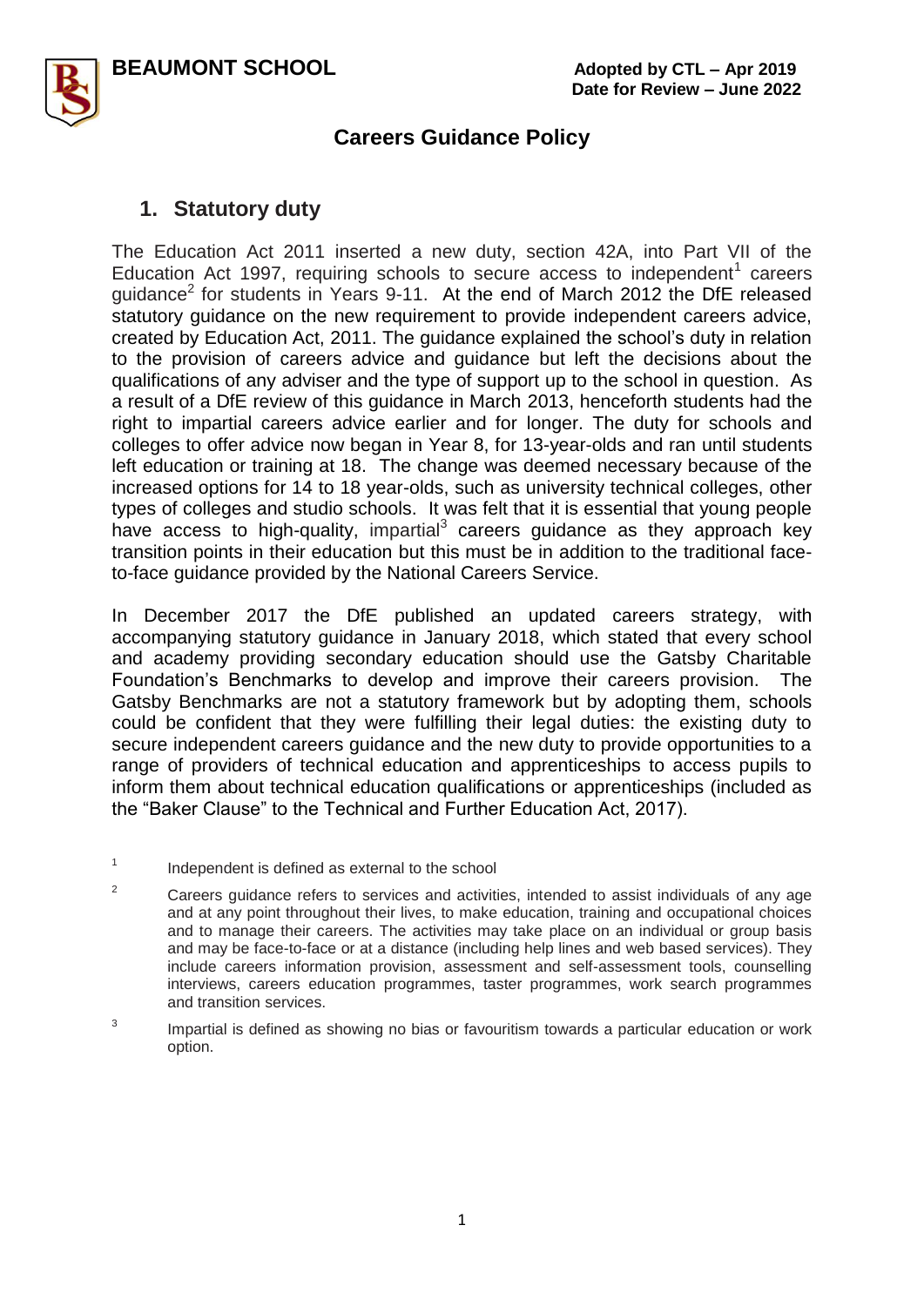**BEAUMONT SCHOOL**

**Adopted by CTL – Apr 2019**
**Date for Review – June 2022**

## Careers Guidance Policy

### 1. Statutory duty

The Education Act 2011 inserted a new duty, section 42A, into Part VII of the Education Act 1997, requiring schools to secure access to independent[1] careers guidance[2] for students in Years 9-11. At the end of March 2012 the DfE released statutory guidance on the new requirement to provide independent careers advice, created by Education Act, 2011. The guidance explained the school's duty in relation to the provision of careers advice and guidance but left the decisions about the qualifications of any adviser and the type of support up to the school in question. As a result of a DfE review of this guidance in March 2013, henceforth students had the right to impartial careers advice earlier and for longer. The duty for schools and colleges to offer advice now began in Year 8, for 13-year-olds and ran until students left education or training at 18. The change was deemed necessary because of the increased options for 14 to 18 year-olds, such as university technical colleges, other types of colleges and studio schools. It was felt that it is essential that young people have access to high-quality, impartial[3] careers guidance as they approach key transition points in their education but this must be in addition to the traditional face-to-face guidance provided by the National Careers Service.

In December 2017 the DfE published an updated careers strategy, with accompanying statutory guidance in January 2018, which stated that every school and academy providing secondary education should use the Gatsby Charitable Foundation's Benchmarks to develop and improve their careers provision. The Gatsby Benchmarks are not a statutory framework but by adopting them, schools could be confident that they were fulfilling their legal duties: the existing duty to secure independent careers guidance and the new duty to provide opportunities to a range of providers of technical education and apprenticeships to access pupils to inform them about technical education qualifications or apprenticeships (included as the "Baker Clause" to the Technical and Further Education Act, 2017).

[1] Independent is defined as external to the school

[2] Careers guidance refers to services and activities, intended to assist individuals of any age and at any point throughout their lives, to make education, training and occupational choices and to manage their careers. The activities may take place on an individual or group basis and may be face-to-face or at a distance (including help lines and web based services). They include careers information provision, assessment and self-assessment tools, counselling interviews, careers education programmes, taster programmes, work search programmes and transition services.

[3] Impartial is defined as showing no bias or favouritism towards a particular education or work option.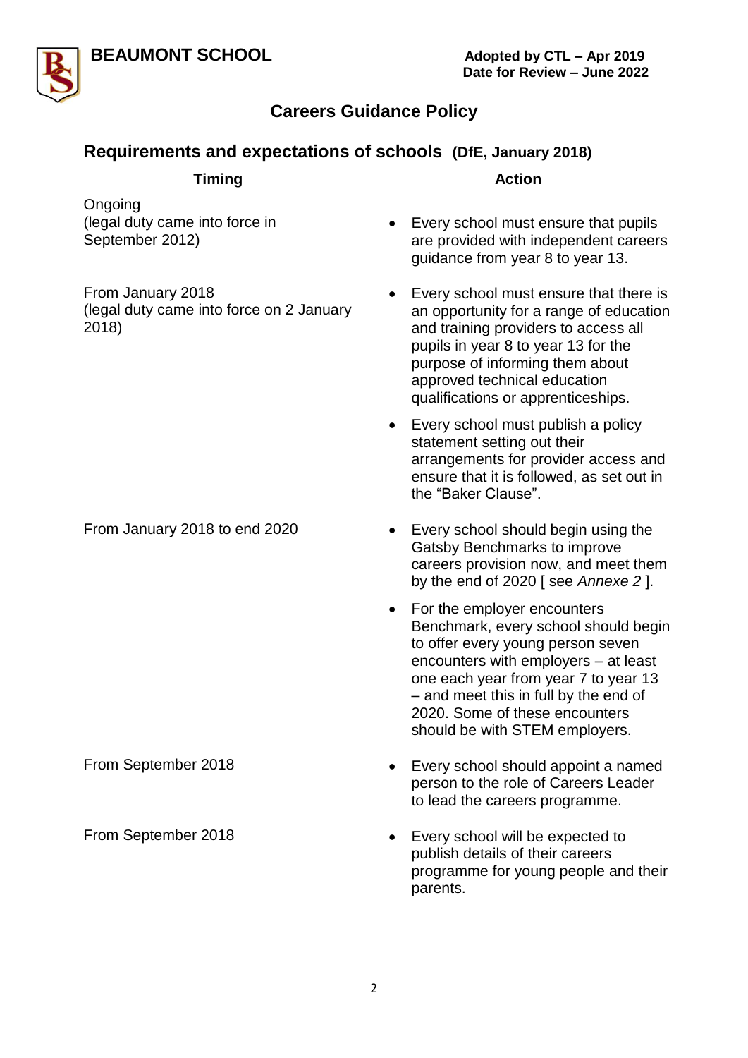# Careers Guidance Policy

## Requirements and expectations of schools (DfE, January 2018)

| Timing | Action |
| --- | --- |
| Ongoing<br>(legal duty came into force in September 2012) | • Every school must ensure that pupils are provided with independent careers guidance from year 8 to year 13. |
| From January 2018<br>(legal duty came into force on 2 January 2018) | • Every school must ensure that there is an opportunity for a range of education and training providers to access all pupils in year 8 to year 13 for the purpose of informing them about approved technical education qualifications or apprenticeships.<br>• Every school must publish a policy statement setting out their arrangements for provider access and ensure that it is followed, as set out in the "Baker Clause". |
| From January 2018 to end 2020 | • Every school should begin using the Gatsby Benchmarks to improve careers provision now, and meet them by the end of 2020 [ see *Annexe 2* ].<br>• For the employer encounters Benchmark, every school should begin to offer every young person seven encounters with employers – at least one each year from year 7 to year 13 – and meet this in full by the end of 2020. Some of these encounters should be with STEM employers. |
| From September 2018 | • Every school should appoint a named person to the role of Careers Leader to lead the careers programme. |
| From September 2018 | • Every school will be expected to publish details of their careers programme for young people and their parents. |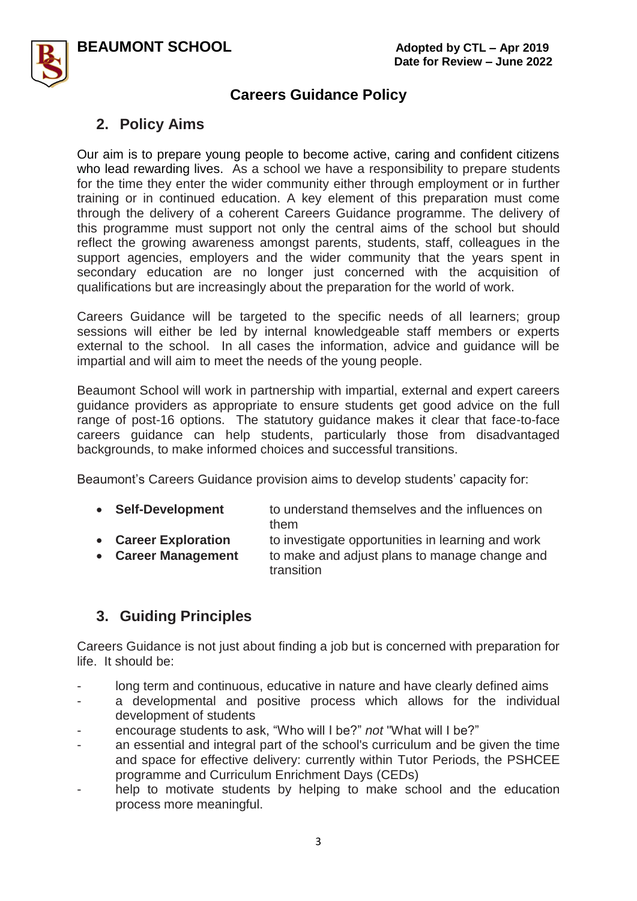## Careers Guidance Policy

## 2. Policy Aims

Our aim is to prepare young people to become active, caring and confident citizens who lead rewarding lives. As a school we have a responsibility to prepare students for the time they enter the wider community either through employment or in further training or in continued education. A key element of this preparation must come through the delivery of a coherent Careers Guidance programme. The delivery of this programme must support not only the central aims of the school but should reflect the growing awareness amongst parents, students, staff, colleagues in the support agencies, employers and the wider community that the years spent in secondary education are no longer just concerned with the acquisition of qualifications but are increasingly about the preparation for the world of work.

Careers Guidance will be targeted to the specific needs of all learners; group sessions will either be led by internal knowledgeable staff members or experts external to the school. In all cases the information, advice and guidance will be impartial and will aim to meet the needs of the young people.

Beaumont School will work in partnership with impartial, external and expert careers guidance providers as appropriate to ensure students get good advice on the full range of post-16 options. The statutory guidance makes it clear that face-to-face careers guidance can help students, particularly those from disadvantaged backgrounds, to make informed choices and successful transitions.

Beaumont's Careers Guidance provision aims to develop students' capacity for:

- **Self-Development** to understand themselves and the influences on them
- **Career Exploration** to investigate opportunities in learning and work
- **Career Management** to make and adjust plans to manage change and transition

## 3. Guiding Principles

Careers Guidance is not just about finding a job but is concerned with preparation for life. It should be:

- long term and continuous, educative in nature and have clearly defined aims
- a developmental and positive process which allows for the individual development of students
- encourage students to ask, "Who will I be?" *not* "What will I be?"
- an essential and integral part of the school's curriculum and be given the time and space for effective delivery: currently within Tutor Periods, the PSHCEE programme and Curriculum Enrichment Days (CEDs)
- help to motivate students by helping to make school and the education process more meaningful.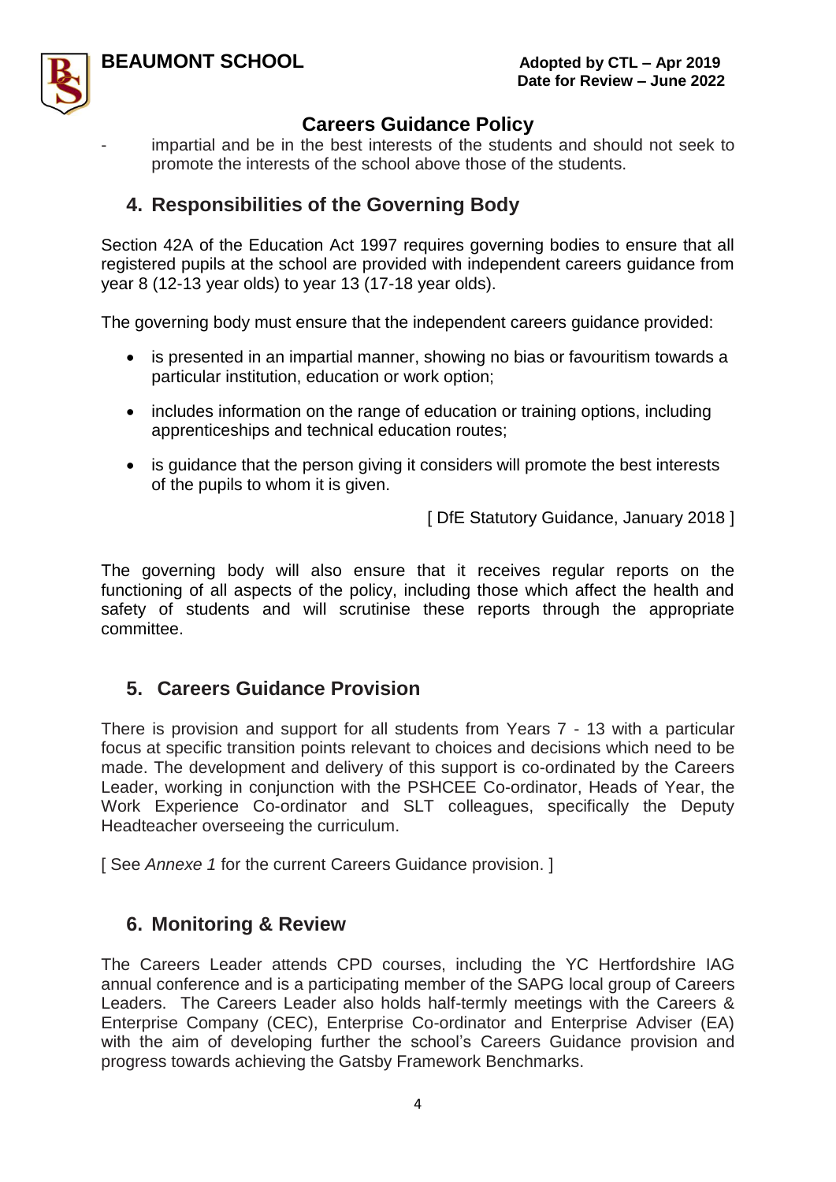## Careers Guidance Policy

- impartial and be in the best interests of the students and should not seek to promote the interests of the school above those of the students.

## 4. Responsibilities of the Governing Body

Section 42A of the Education Act 1997 requires governing bodies to ensure that all registered pupils at the school are provided with independent careers guidance from year 8 (12-13 year olds) to year 13 (17-18 year olds).

The governing body must ensure that the independent careers guidance provided:

- is presented in an impartial manner, showing no bias or favouritism towards a particular institution, education or work option;
- includes information on the range of education or training options, including apprenticeships and technical education routes;
- is guidance that the person giving it considers will promote the best interests of the pupils to whom it is given.

[ DfE Statutory Guidance, January 2018 ]

The governing body will also ensure that it receives regular reports on the functioning of all aspects of the policy, including those which affect the health and safety of students and will scrutinise these reports through the appropriate committee.

## 5. Careers Guidance Provision

There is provision and support for all students from Years 7 - 13 with a particular focus at specific transition points relevant to choices and decisions which need to be made. The development and delivery of this support is co-ordinated by the Careers Leader, working in conjunction with the PSHCEE Co-ordinator, Heads of Year, the Work Experience Co-ordinator and SLT colleagues, specifically the Deputy Headteacher overseeing the curriculum.

[ See *Annexe 1* for the current Careers Guidance provision. ]

## 6. Monitoring & Review

The Careers Leader attends CPD courses, including the YC Hertfordshire IAG annual conference and is a participating member of the SAPG local group of Careers Leaders. The Careers Leader also holds half-termly meetings with the Careers & Enterprise Company (CEC), Enterprise Co-ordinator and Enterprise Adviser (EA) with the aim of developing further the school's Careers Guidance provision and progress towards achieving the Gatsby Framework Benchmarks.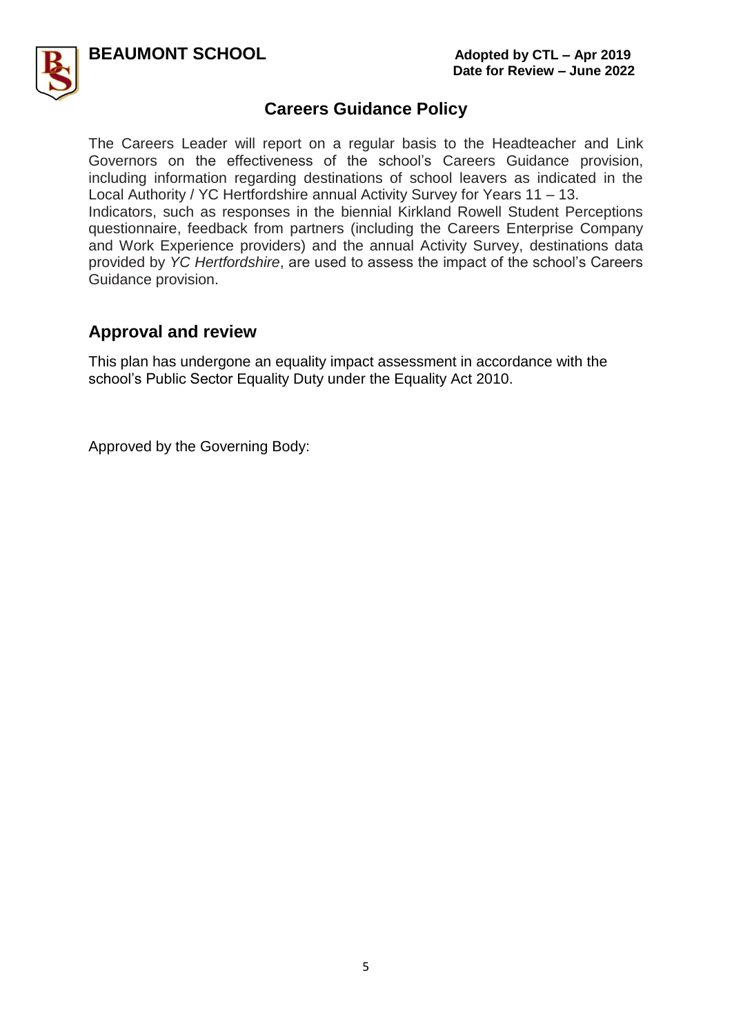# Careers Guidance Policy

The Careers Leader will report on a regular basis to the Headteacher and Link Governors on the effectiveness of the school's Careers Guidance provision, including information regarding destinations of school leavers as indicated in the Local Authority / YC Hertfordshire annual Activity Survey for Years 11 – 13.
Indicators, such as responses in the biennial Kirkland Rowell Student Perceptions questionnaire, feedback from partners (including the Careers Enterprise Company and Work Experience providers) and the annual Activity Survey, destinations data provided by *YC Hertfordshire*, are used to assess the impact of the school's Careers Guidance provision.

## Approval and review

This plan has undergone an equality impact assessment in accordance with the school's Public Sector Equality Duty under the Equality Act 2010.

Approved by the Governing Body: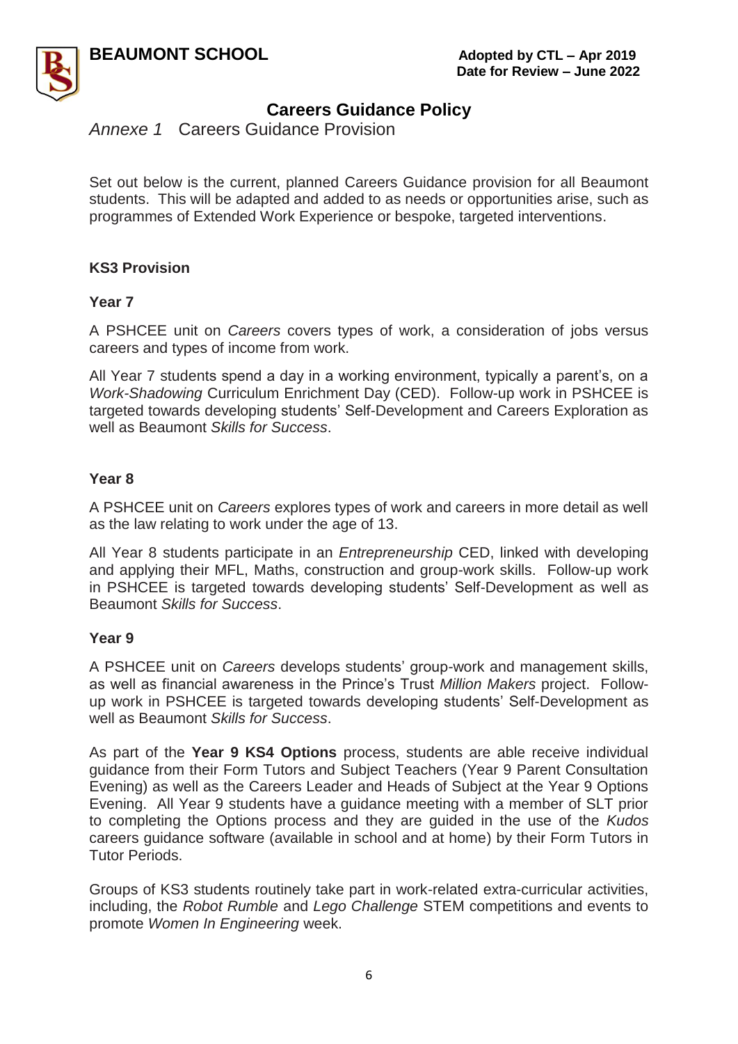# Careers Guidance Policy

*Annexe 1* Careers Guidance Provision

Set out below is the current, planned Careers Guidance provision for all Beaumont students. This will be adapted and added to as needs or opportunities arise, such as programmes of Extended Work Experience or bespoke, targeted interventions.

## KS3 Provision

### Year 7

A PSHCEE unit on *Careers* covers types of work, a consideration of jobs versus careers and types of income from work.

All Year 7 students spend a day in a working environment, typically a parent's, on a *Work-Shadowing* Curriculum Enrichment Day (CED). Follow-up work in PSHCEE is targeted towards developing students' Self-Development and Careers Exploration as well as Beaumont *Skills for Success*.

### Year 8

A PSHCEE unit on *Careers* explores types of work and careers in more detail as well as the law relating to work under the age of 13.

All Year 8 students participate in an *Entrepreneurship* CED, linked with developing and applying their MFL, Maths, construction and group-work skills. Follow-up work in PSHCEE is targeted towards developing students' Self-Development as well as Beaumont *Skills for Success*.

### Year 9

A PSHCEE unit on *Careers* develops students' group-work and management skills, as well as financial awareness in the Prince's Trust *Million Makers* project. Follow-up work in PSHCEE is targeted towards developing students' Self-Development as well as Beaumont *Skills for Success*.

As part of the **Year 9 KS4 Options** process, students are able receive individual guidance from their Form Tutors and Subject Teachers (Year 9 Parent Consultation Evening) as well as the Careers Leader and Heads of Subject at the Year 9 Options Evening. All Year 9 students have a guidance meeting with a member of SLT prior to completing the Options process and they are guided in the use of the *Kudos* careers guidance software (available in school and at home) by their Form Tutors in Tutor Periods.

Groups of KS3 students routinely take part in work-related extra-curricular activities, including, the *Robot Rumble* and *Lego Challenge* STEM competitions and events to promote *Women In Engineering* week.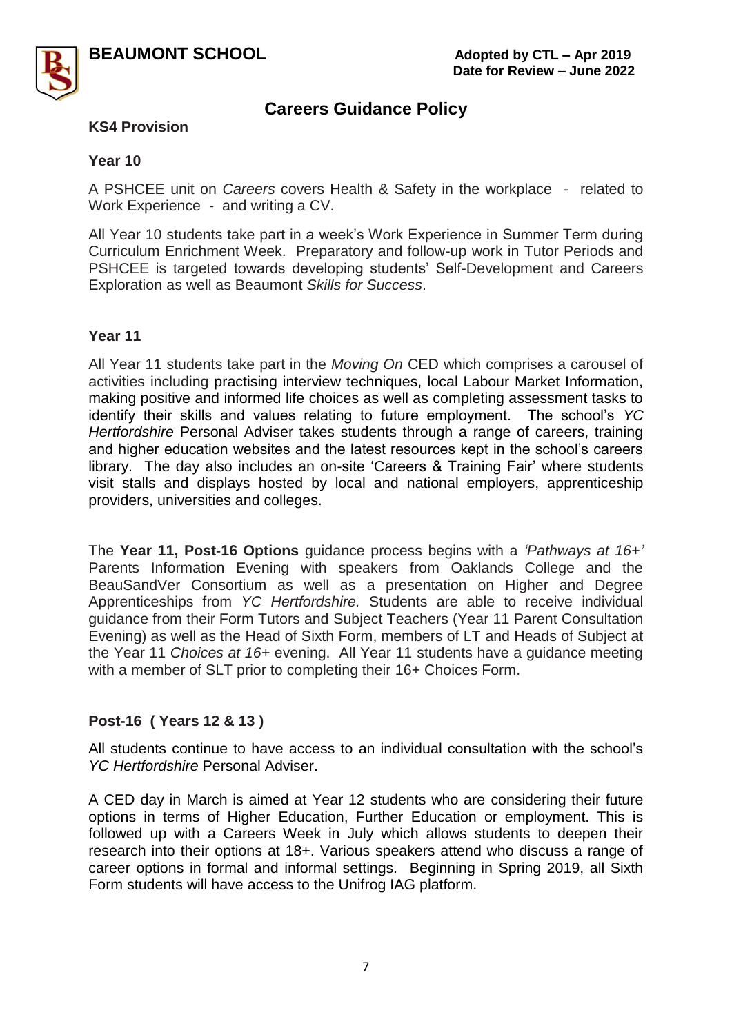## Careers Guidance Policy

### KS4 Provision

#### Year 10

A PSHCEE unit on *Careers* covers Health & Safety in the workplace - related to Work Experience - and writing a CV.

All Year 10 students take part in a week's Work Experience in Summer Term during Curriculum Enrichment Week. Preparatory and follow-up work in Tutor Periods and PSHCEE is targeted towards developing students' Self-Development and Careers Exploration as well as Beaumont *Skills for Success*.

#### Year 11

All Year 11 students take part in the *Moving On* CED which comprises a carousel of activities including practising interview techniques, local Labour Market Information, making positive and informed life choices as well as completing assessment tasks to identify their skills and values relating to future employment. The school's *YC Hertfordshire* Personal Adviser takes students through a range of careers, training and higher education websites and the latest resources kept in the school's careers library. The day also includes an on-site 'Careers & Training Fair' where students visit stalls and displays hosted by local and national employers, apprenticeship providers, universities and colleges.

The **Year 11, Post-16 Options** guidance process begins with a *'Pathways at 16+'* Parents Information Evening with speakers from Oaklands College and the BeauSandVer Consortium as well as a presentation on Higher and Degree Apprenticeships from *YC Hertfordshire.* Students are able to receive individual guidance from their Form Tutors and Subject Teachers (Year 11 Parent Consultation Evening) as well as the Head of Sixth Form, members of LT and Heads of Subject at the Year 11 *Choices at 16+* evening. All Year 11 students have a guidance meeting with a member of SLT prior to completing their 16+ Choices Form.

### Post-16 ( Years 12 & 13 )

All students continue to have access to an individual consultation with the school's *YC Hertfordshire* Personal Adviser.

A CED day in March is aimed at Year 12 students who are considering their future options in terms of Higher Education, Further Education or employment. This is followed up with a Careers Week in July which allows students to deepen their research into their options at 18+. Various speakers attend who discuss a range of career options in formal and informal settings. Beginning in Spring 2019, all Sixth Form students will have access to the Unifrog IAG platform.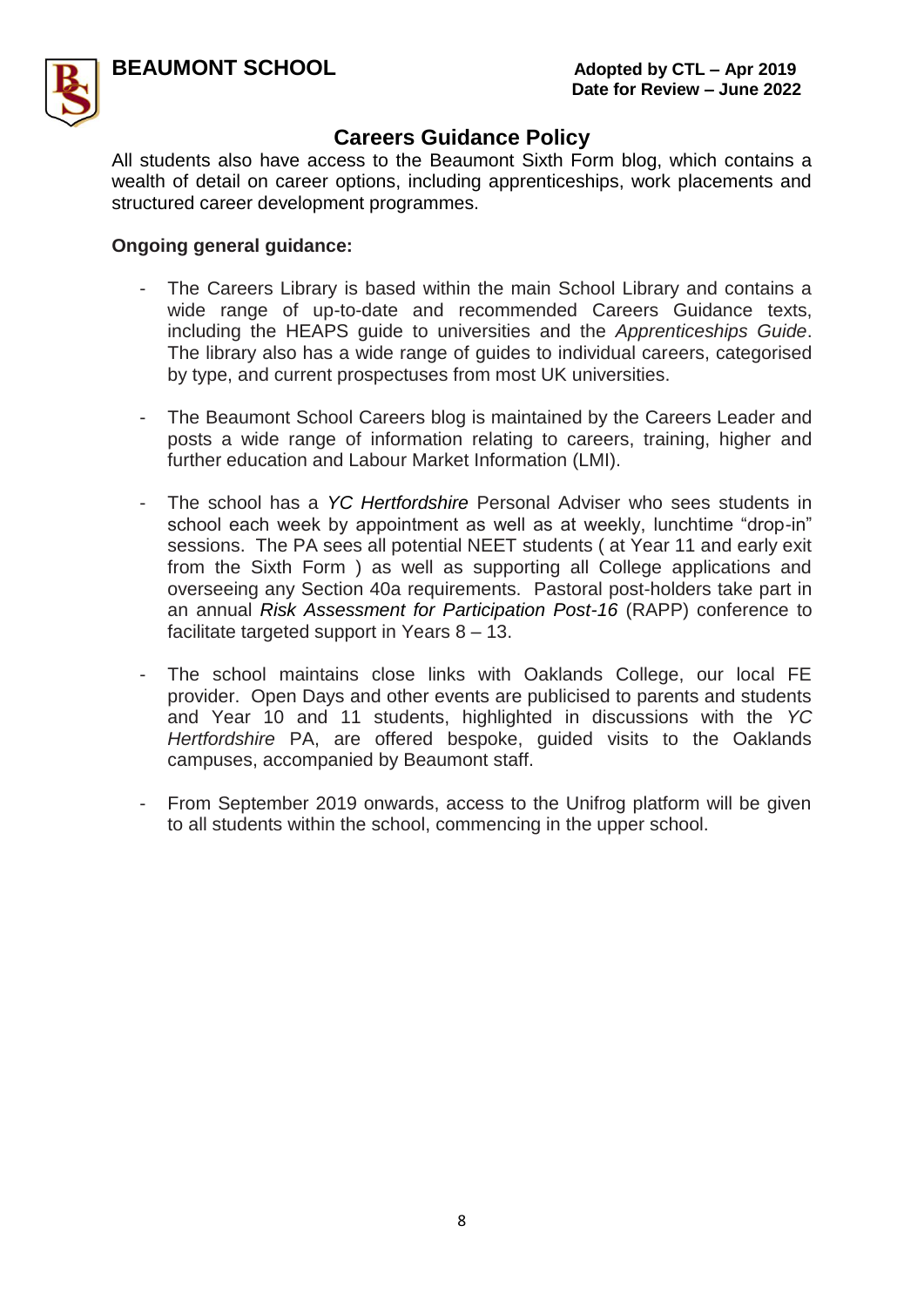All students also have access to the Beaumont Sixth Form blog, which contains a wealth of detail on career options, including apprenticeships, work placements and structured career development programmes.

**Ongoing general guidance:**

- The Careers Library is based within the main School Library and contains a wide range of up-to-date and recommended Careers Guidance texts, including the HEAPS guide to universities and the *Apprenticeships Guide*. The library also has a wide range of guides to individual careers, categorised by type, and current prospectuses from most UK universities.

- The Beaumont School Careers blog is maintained by the Careers Leader and posts a wide range of information relating to careers, training, higher and further education and Labour Market Information (LMI).

- The school has a *YC Hertfordshire* Personal Adviser who sees students in school each week by appointment as well as at weekly, lunchtime "drop-in" sessions. The PA sees all potential NEET students ( at Year 11 and early exit from the Sixth Form ) as well as supporting all College applications and overseeing any Section 40a requirements. Pastoral post-holders take part in an annual *Risk Assessment for Participation Post-16* (RAPP) conference to facilitate targeted support in Years 8 – 13.

- The school maintains close links with Oaklands College, our local FE provider. Open Days and other events are publicised to parents and students and Year 10 and 11 students, highlighted in discussions with the *YC Hertfordshire* PA, are offered bespoke, guided visits to the Oaklands campuses, accompanied by Beaumont staff.

- From September 2019 onwards, access to the Unifrog platform will be given to all students within the school, commencing in the upper school.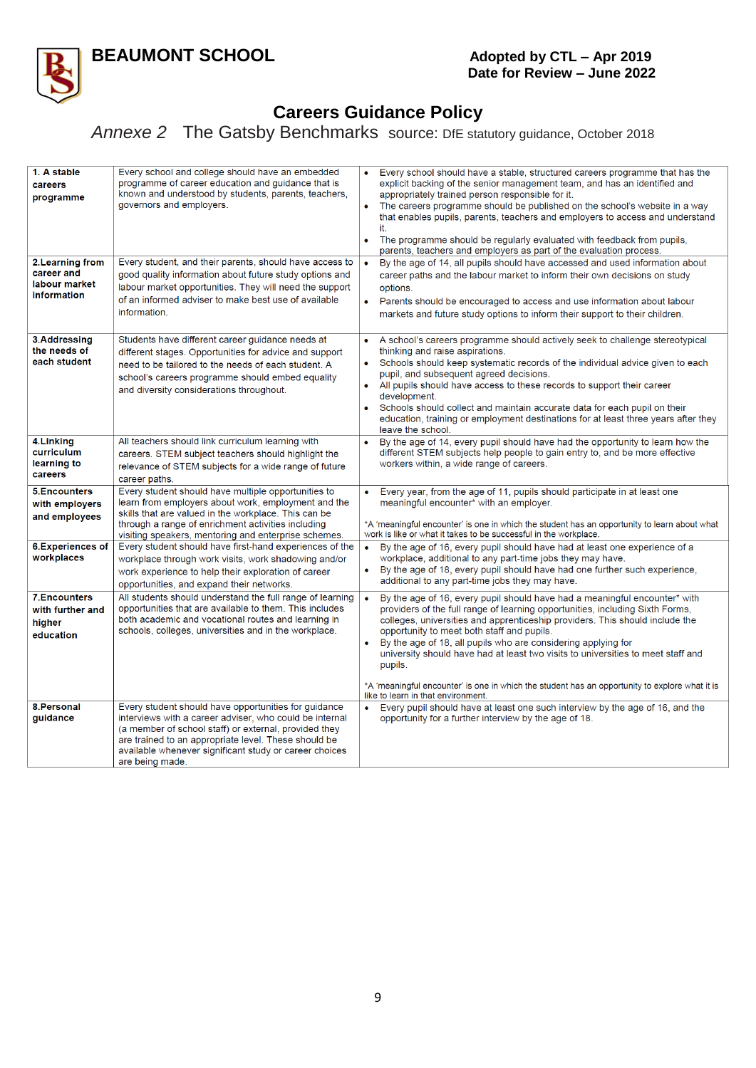# BEAUMONT SCHOOL

**Adopted by CTL – Apr 2019**
**Date for Review – June 2022**

## Careers Guidance Policy

*Annexe 2* The Gatsby Benchmarks source: DfE statutory guidance, October 2018

| | | |
|---|---|---|
| **1. A stable careers programme** | Every school and college should have an embedded programme of career education and guidance that is known and understood by students, parents, teachers, governors and employers. | • Every school should have a stable, structured careers programme that has the explicit backing of the senior management team, and has an identified and appropriately trained person responsible for it.<br>• The careers programme should be published on the school's website in a way that enables pupils, parents, teachers and employers to access and understand it.<br>• The programme should be regularly evaluated with feedback from pupils, parents, teachers and employers as part of the evaluation process. |
| **2.Learning from career and labour market information** | Every student, and their parents, should have access to good quality information about future study options and labour market opportunities. They will need the support of an informed adviser to make best use of available information. | • By the age of 14, all pupils should have accessed and used information about career paths and the labour market to inform their own decisions on study options.<br>• Parents should be encouraged to access and use information about labour markets and future study options to inform their support to their children. |
| **3.Addressing the needs of each student** | Students have different career guidance needs at different stages. Opportunities for advice and support need to be tailored to the needs of each student. A school's careers programme should embed equality and diversity considerations throughout. | • A school's careers programme should actively seek to challenge stereotypical thinking and raise aspirations.<br>• Schools should keep systematic records of the individual advice given to each pupil, and subsequent agreed decisions.<br>• All pupils should have access to these records to support their career development.<br>• Schools should collect and maintain accurate data for each pupil on their education, training or employment destinations for at least three years after they leave the school. |
| **4.Linking curriculum learning to careers** | All teachers should link curriculum learning with careers. STEM subject teachers should highlight the relevance of STEM subjects for a wide range of future career paths. | • By the age of 14, every pupil should have had the opportunity to learn how the different STEM subjects help people to gain entry to, and be more effective workers within, a wide range of careers. |
| **5.Encounters with employers and employees** | Every student should have multiple opportunities to learn from employers about work, employment and the skills that are valued in the workplace. This can be through a range of enrichment activities including visiting speakers, mentoring and enterprise schemes. | • Every year, from the age of 11, pupils should participate in at least one meaningful encounter* with an employer.<br><br>*A 'meaningful encounter' is one in which the student has an opportunity to learn about what work is like or what it takes to be successful in the workplace. |
| **6.Experiences of workplaces** | Every student should have first-hand experiences of the workplace through work visits, work shadowing and/or work experience to help their exploration of career opportunities, and expand their networks. | • By the age of 16, every pupil should have had at least one experience of a workplace, additional to any part-time jobs they may have.<br>• By the age of 18, every pupil should have had one further such experience, additional to any part-time jobs they may have. |
| **7.Encounters with further and higher education** | All students should understand the full range of learning opportunities that are available to them. This includes both academic and vocational routes and learning in schools, colleges, universities and in the workplace. | • By the age of 16, every pupil should have had a meaningful encounter* with providers of the full range of learning opportunities, including Sixth Forms, colleges, universities and apprenticeship providers. This should include the opportunity to meet both staff and pupils.<br>• By the age of 18, all pupils who are considering applying for university should have had at least two visits to universities to meet staff and pupils.<br><br>*A 'meaningful encounter' is one in which the student has an opportunity to explore what it is like to learn in that environment. |
| **8.Personal guidance** | Every student should have opportunities for guidance interviews with a career adviser, who could be internal (a member of school staff) or external, provided they are trained to an appropriate level. These should be available whenever significant study or career choices are being made. | • Every pupil should have at least one such interview by the age of 16, and the opportunity for a further interview by the age of 18. |